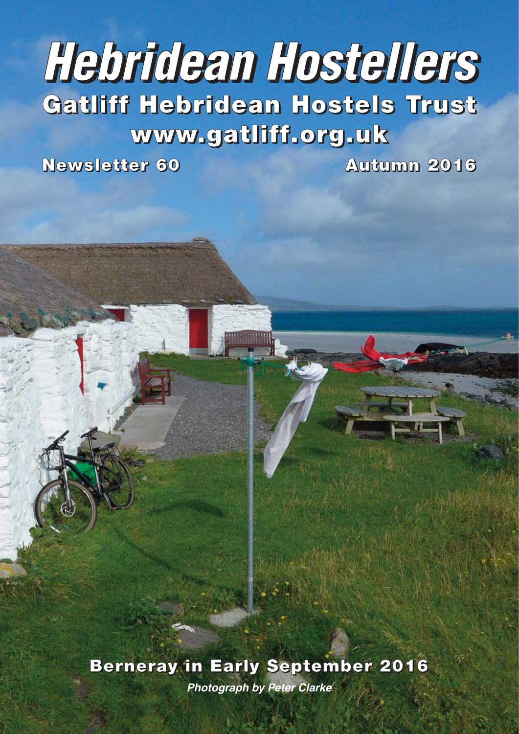# Hebridean Hostellers

## Gatliff Hebridean Hostels Trust

**www.gatliff.org.uk**

**Newsletter 60** **Autumn 2016**

**Berneray in Early September 2016**

***Photograph by Peter Clarke***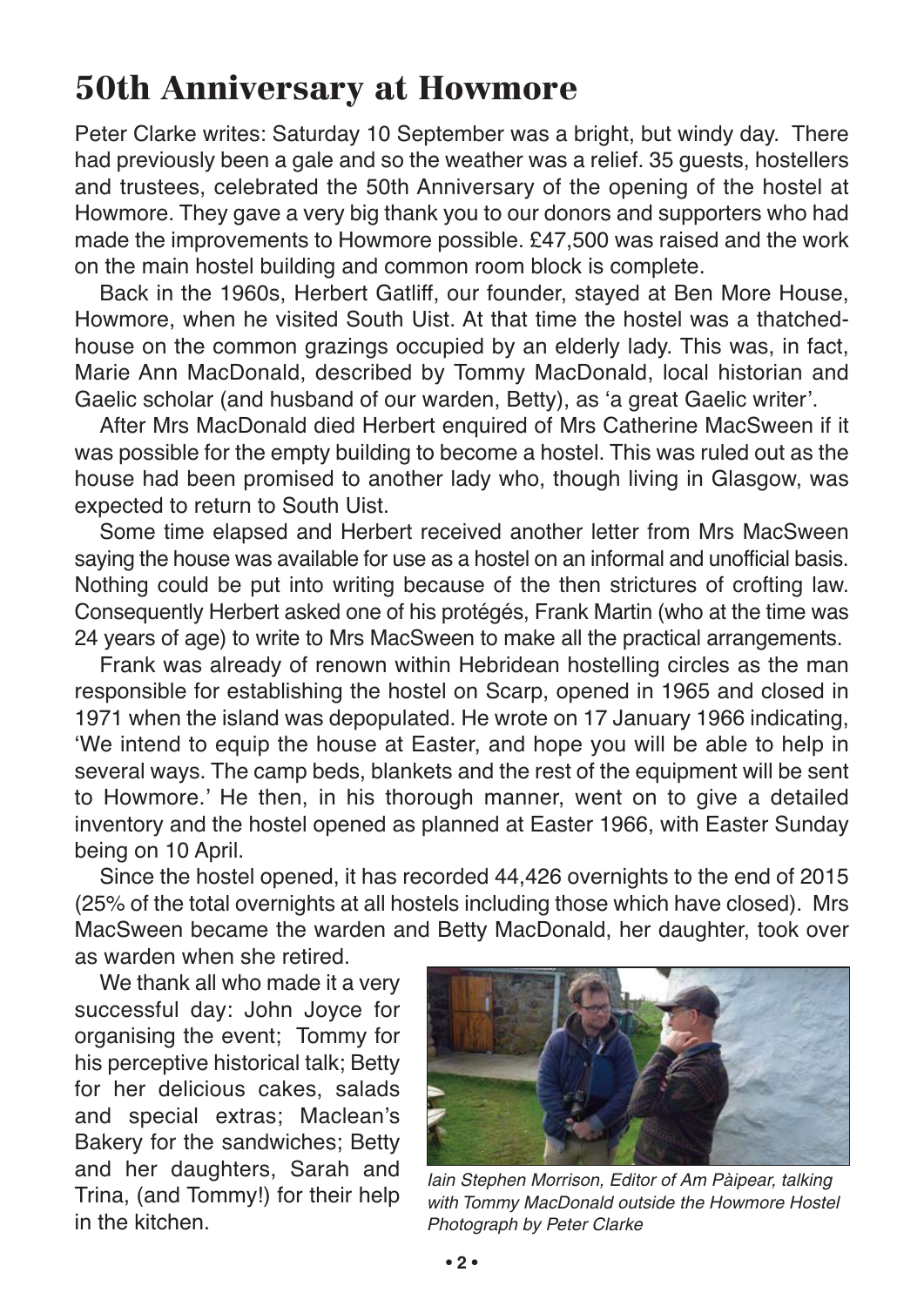# 50th Anniversary at Howmore

Peter Clarke writes: Saturday 10 September was a bright, but windy day. There had previously been a gale and so the weather was a relief. 35 guests, hostellers and trustees, celebrated the 50th Anniversary of the opening of the hostel at Howmore. They gave a very big thank you to our donors and supporters who had made the improvements to Howmore possible. £47,500 was raised and the work on the main hostel building and common room block is complete.

Back in the 1960s, Herbert Gatliff, our founder, stayed at Ben More House, Howmore, when he visited South Uist. At that time the hostel was a thatched-house on the common grazings occupied by an elderly lady. This was, in fact, Marie Ann MacDonald, described by Tommy MacDonald, local historian and Gaelic scholar (and husband of our warden, Betty), as 'a great Gaelic writer'.

After Mrs MacDonald died Herbert enquired of Mrs Catherine MacSween if it was possible for the empty building to become a hostel. This was ruled out as the house had been promised to another lady who, though living in Glasgow, was expected to return to South Uist.

Some time elapsed and Herbert received another letter from Mrs MacSween saying the house was available for use as a hostel on an informal and unofficial basis. Nothing could be put into writing because of the then strictures of crofting law. Consequently Herbert asked one of his protégés, Frank Martin (who at the time was 24 years of age) to write to Mrs MacSween to make all the practical arrangements.

Frank was already of renown within Hebridean hostelling circles as the man responsible for establishing the hostel on Scarp, opened in 1965 and closed in 1971 when the island was depopulated. He wrote on 17 January 1966 indicating, 'We intend to equip the house at Easter, and hope you will be able to help in several ways. The camp beds, blankets and the rest of the equipment will be sent to Howmore.' He then, in his thorough manner, went on to give a detailed inventory and the hostel opened as planned at Easter 1966, with Easter Sunday being on 10 April.

Since the hostel opened, it has recorded 44,426 overnights to the end of 2015 (25% of the total overnights at all hostels including those which have closed). Mrs MacSween became the warden and Betty MacDonald, her daughter, took over as warden when she retired.

We thank all who made it a very successful day: John Joyce for organising the event; Tommy for his perceptive historical talk; Betty for her delicious cakes, salads and special extras; Maclean's Bakery for the sandwiches; Betty and her daughters, Sarah and Trina, (and Tommy!) for their help in the kitchen.

*Iain Stephen Morrison, Editor of Am Pàipear, talking with Tommy MacDonald outside the Howmore Hostel Photograph by Peter Clarke*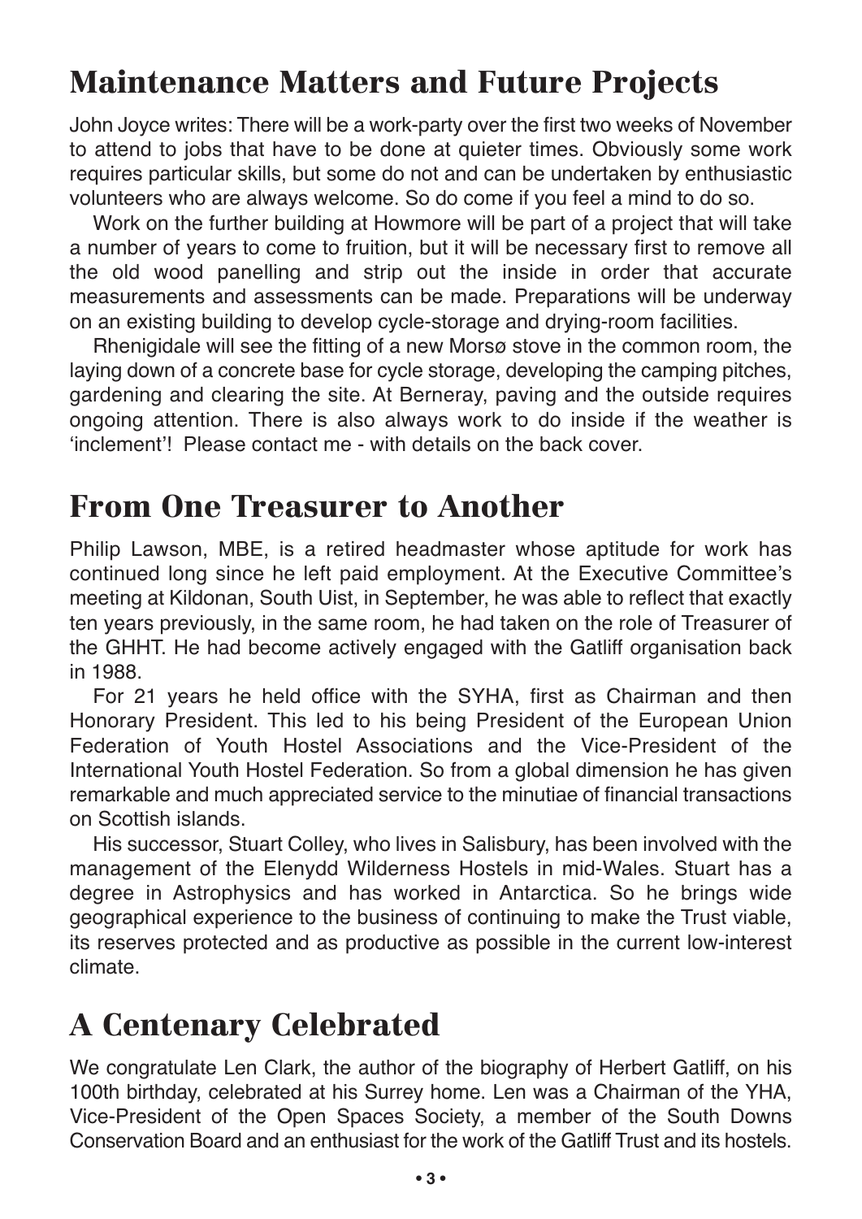## Maintenance Matters and Future Projects

John Joyce writes: There will be a work-party over the first two weeks of November to attend to jobs that have to be done at quieter times. Obviously some work requires particular skills, but some do not and can be undertaken by enthusiastic volunteers who are always welcome. So do come if you feel a mind to do so.

Work on the further building at Howmore will be part of a project that will take a number of years to come to fruition, but it will be necessary first to remove all the old wood panelling and strip out the inside in order that accurate measurements and assessments can be made. Preparations will be underway on an existing building to develop cycle-storage and drying-room facilities.

Rhenigidale will see the fitting of a new Morsø stove in the common room, the laying down of a concrete base for cycle storage, developing the camping pitches, gardening and clearing the site. At Berneray, paving and the outside requires ongoing attention. There is also always work to do inside if the weather is 'inclement'! Please contact me - with details on the back cover.

## From One Treasurer to Another

Philip Lawson, MBE, is a retired headmaster whose aptitude for work has continued long since he left paid employment. At the Executive Committee's meeting at Kildonan, South Uist, in September, he was able to reflect that exactly ten years previously, in the same room, he had taken on the role of Treasurer of the GHHT. He had become actively engaged with the Gatliff organisation back in 1988.

For 21 years he held office with the SYHA, first as Chairman and then Honorary President. This led to his being President of the European Union Federation of Youth Hostel Associations and the Vice-President of the International Youth Hostel Federation. So from a global dimension he has given remarkable and much appreciated service to the minutiae of financial transactions on Scottish islands.

His successor, Stuart Colley, who lives in Salisbury, has been involved with the management of the Elenydd Wilderness Hostels in mid-Wales. Stuart has a degree in Astrophysics and has worked in Antarctica. So he brings wide geographical experience to the business of continuing to make the Trust viable, its reserves protected and as productive as possible in the current low-interest climate.

## A Centenary Celebrated

We congratulate Len Clark, the author of the biography of Herbert Gatliff, on his 100th birthday, celebrated at his Surrey home. Len was a Chairman of the YHA, Vice-President of the Open Spaces Society, a member of the South Downs Conservation Board and an enthusiast for the work of the Gatliff Trust and its hostels.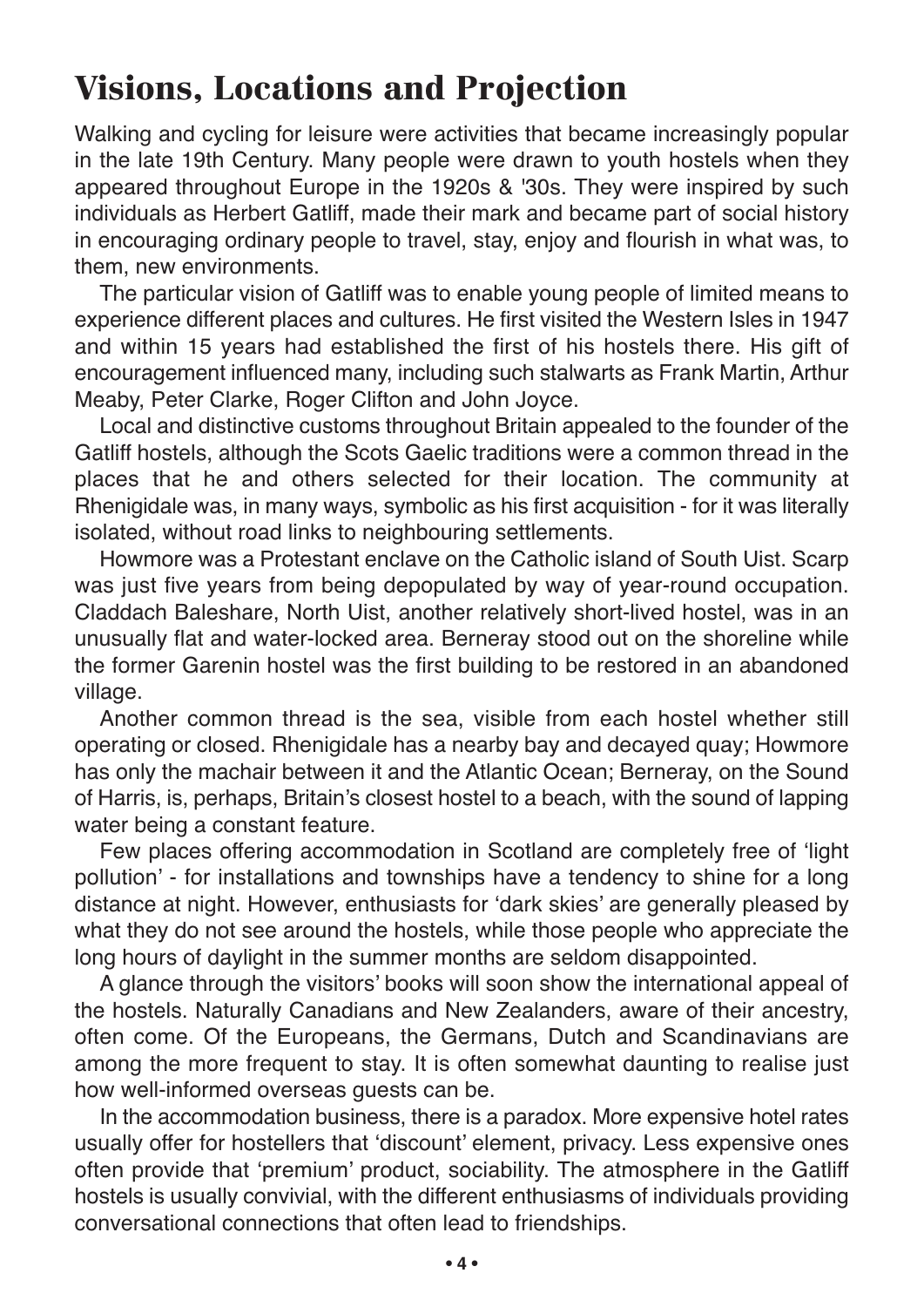# Visions, Locations and Projection

Walking and cycling for leisure were activities that became increasingly popular in the late 19th Century. Many people were drawn to youth hostels when they appeared throughout Europe in the 1920s & '30s. They were inspired by such individuals as Herbert Gatliff, made their mark and became part of social history in encouraging ordinary people to travel, stay, enjoy and flourish in what was, to them, new environments.

The particular vision of Gatliff was to enable young people of limited means to experience different places and cultures. He first visited the Western Isles in 1947 and within 15 years had established the first of his hostels there. His gift of encouragement influenced many, including such stalwarts as Frank Martin, Arthur Meaby, Peter Clarke, Roger Clifton and John Joyce.

Local and distinctive customs throughout Britain appealed to the founder of the Gatliff hostels, although the Scots Gaelic traditions were a common thread in the places that he and others selected for their location. The community at Rhenigidale was, in many ways, symbolic as his first acquisition - for it was literally isolated, without road links to neighbouring settlements.

Howmore was a Protestant enclave on the Catholic island of South Uist. Scarp was just five years from being depopulated by way of year-round occupation. Claddach Baleshare, North Uist, another relatively short-lived hostel, was in an unusually flat and water-locked area. Berneray stood out on the shoreline while the former Garenin hostel was the first building to be restored in an abandoned village.

Another common thread is the sea, visible from each hostel whether still operating or closed. Rhenigidale has a nearby bay and decayed quay; Howmore has only the machair between it and the Atlantic Ocean; Berneray, on the Sound of Harris, is, perhaps, Britain's closest hostel to a beach, with the sound of lapping water being a constant feature.

Few places offering accommodation in Scotland are completely free of 'light pollution' - for installations and townships have a tendency to shine for a long distance at night. However, enthusiasts for 'dark skies' are generally pleased by what they do not see around the hostels, while those people who appreciate the long hours of daylight in the summer months are seldom disappointed.

A glance through the visitors' books will soon show the international appeal of the hostels. Naturally Canadians and New Zealanders, aware of their ancestry, often come. Of the Europeans, the Germans, Dutch and Scandinavians are among the more frequent to stay. It is often somewhat daunting to realise just how well-informed overseas guests can be.

In the accommodation business, there is a paradox. More expensive hotel rates usually offer for hostellers that 'discount' element, privacy. Less expensive ones often provide that 'premium' product, sociability. The atmosphere in the Gatliff hostels is usually convivial, with the different enthusiasms of individuals providing conversational connections that often lead to friendships.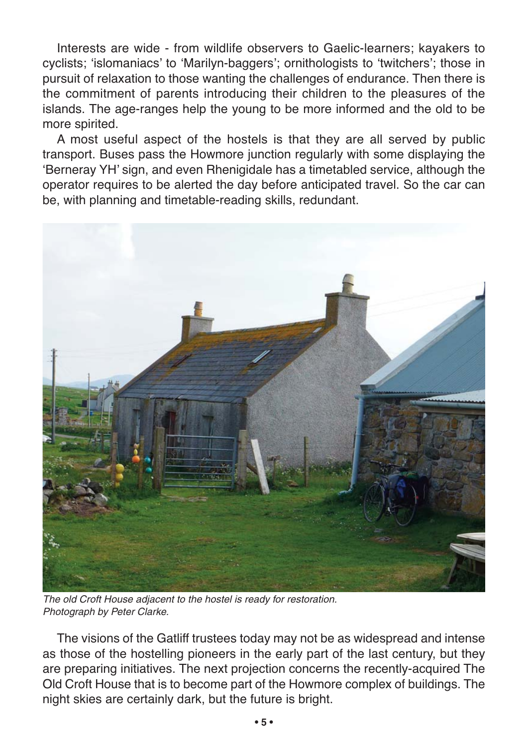Interests are wide - from wildlife observers to Gaelic-learners; kayakers to cyclists; 'islomaniacs' to 'Marilyn-baggers'; ornithologists to 'twitchers'; those in pursuit of relaxation to those wanting the challenges of endurance. Then there is the commitment of parents introducing their children to the pleasures of the islands. The age-ranges help the young to be more informed and the old to be more spirited.

A most useful aspect of the hostels is that they are all served by public transport. Buses pass the Howmore junction regularly with some displaying the 'Berneray YH' sign, and even Rhenigidale has a timetabled service, although the operator requires to be alerted the day before anticipated travel. So the car can be, with planning and timetable-reading skills, redundant.

*The old Croft House adjacent to the hostel is ready for restoration. Photograph by Peter Clarke.*

The visions of the Gatliff trustees today may not be as widespread and intense as those of the hostelling pioneers in the early part of the last century, but they are preparing initiatives. The next projection concerns the recently-acquired The Old Croft House that is to become part of the Howmore complex of buildings. The night skies are certainly dark, but the future is bright.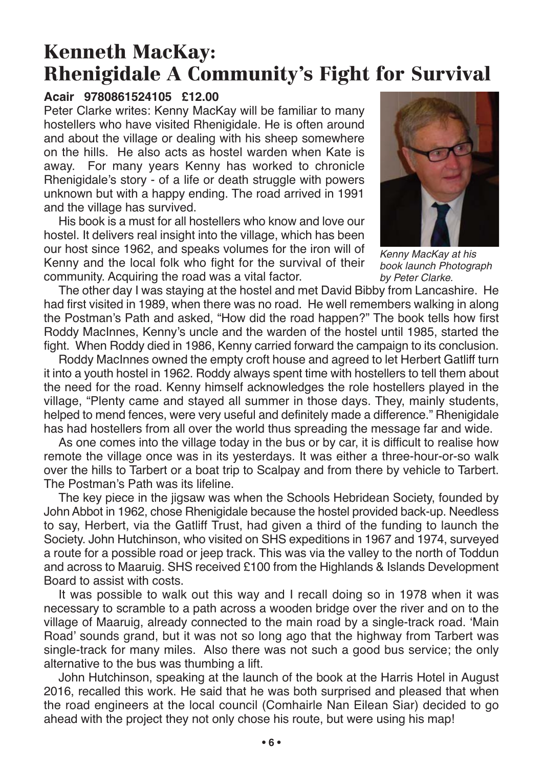# Kenneth MacKay: Rhenigidale A Community's Fight for Survival

**Acair 9780861524105 £12.00**

Peter Clarke writes: Kenny MacKay will be familiar to many hostellers who have visited Rhenigidale. He is often around and about the village or dealing with his sheep somewhere on the hills. He also acts as hostel warden when Kate is away. For many years Kenny has worked to chronicle Rhenigidale's story - of a life or death struggle with powers unknown but with a happy ending. The road arrived in 1991 and the village has survived.

His book is a must for all hostellers who know and love our hostel. It delivers real insight into the village, which has been our host since 1962, and speaks volumes for the iron will of Kenny and the local folk who fight for the survival of their community. Acquiring the road was a vital factor.

*Kenny MacKay at his book launch Photograph by Peter Clarke.*

The other day I was staying at the hostel and met David Bibby from Lancashire. He had first visited in 1989, when there was no road. He well remembers walking in along the Postman's Path and asked, "How did the road happen?" The book tells how first Roddy MacInnes, Kenny's uncle and the warden of the hostel until 1985, started the fight. When Roddy died in 1986, Kenny carried forward the campaign to its conclusion.

Roddy MacInnes owned the empty croft house and agreed to let Herbert Gatliff turn it into a youth hostel in 1962. Roddy always spent time with hostellers to tell them about the need for the road. Kenny himself acknowledges the role hostellers played in the village, "Plenty came and stayed all summer in those days. They, mainly students, helped to mend fences, were very useful and definitely made a difference." Rhenigidale has had hostellers from all over the world thus spreading the message far and wide.

As one comes into the village today in the bus or by car, it is difficult to realise how remote the village once was in its yesterdays. It was either a three-hour-or-so walk over the hills to Tarbert or a boat trip to Scalpay and from there by vehicle to Tarbert. The Postman's Path was its lifeline.

The key piece in the jigsaw was when the Schools Hebridean Society, founded by John Abbot in 1962, chose Rhenigidale because the hostel provided back-up. Needless to say, Herbert, via the Gatliff Trust, had given a third of the funding to launch the Society. John Hutchinson, who visited on SHS expeditions in 1967 and 1974, surveyed a route for a possible road or jeep track. This was via the valley to the north of Toddun and across to Maaruig. SHS received £100 from the Highlands & Islands Development Board to assist with costs.

It was possible to walk out this way and I recall doing so in 1978 when it was necessary to scramble to a path across a wooden bridge over the river and on to the village of Maaruig, already connected to the main road by a single-track road. 'Main Road' sounds grand, but it was not so long ago that the highway from Tarbert was single-track for many miles. Also there was not such a good bus service; the only alternative to the bus was thumbing a lift.

John Hutchinson, speaking at the launch of the book at the Harris Hotel in August 2016, recalled this work. He said that he was both surprised and pleased that when the road engineers at the local council (Comhairle Nan Eilean Siar) decided to go ahead with the project they not only chose his route, but were using his map!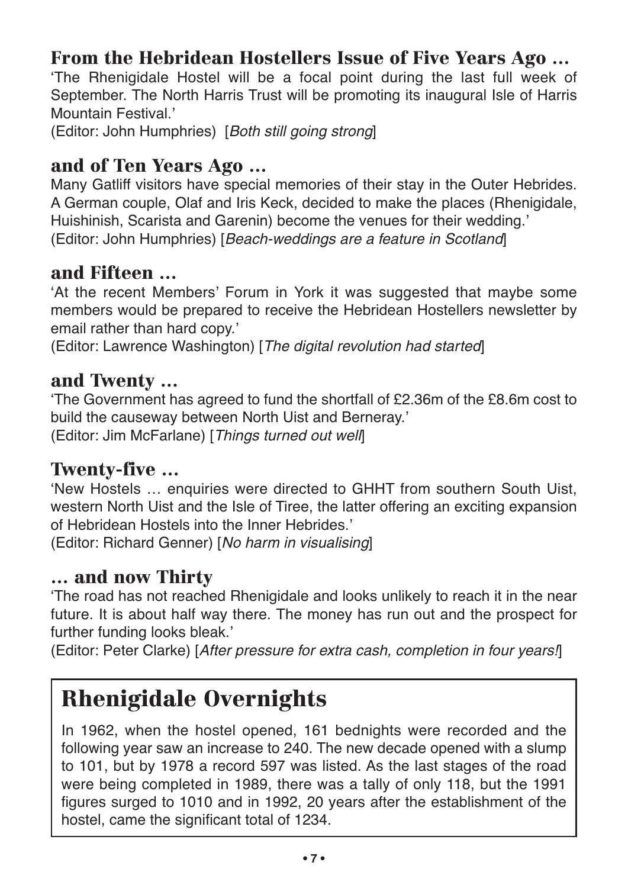## From the Hebridean Hostellers Issue of Five Years Ago …

'The Rhenigidale Hostel will be a focal point during the last full week of September. The North Harris Trust will be promoting its inaugural Isle of Harris Mountain Festival.'

(Editor: John Humphries) [*Both still going strong*]

## and of Ten Years Ago …

Many Gatliff visitors have special memories of their stay in the Outer Hebrides. A German couple, Olaf and Iris Keck, decided to make the places (Rhenigidale, Huishinish, Scarista and Garenin) become the venues for their wedding.'

(Editor: John Humphries) [*Beach-weddings are a feature in Scotland*]

## and Fifteen …

'At the recent Members' Forum in York it was suggested that maybe some members would be prepared to receive the Hebridean Hostellers newsletter by email rather than hard copy.'

(Editor: Lawrence Washington) [*The digital revolution had started*]

## and Twenty …

'The Government has agreed to fund the shortfall of £2.36m of the £8.6m cost to build the causeway between North Uist and Berneray.'

(Editor: Jim McFarlane) [*Things turned out well*]

## Twenty-five …

'New Hostels … enquiries were directed to GHHT from southern South Uist, western North Uist and the Isle of Tiree, the latter offering an exciting expansion of Hebridean Hostels into the Inner Hebrides.'

(Editor: Richard Genner) [*No harm in visualising*]

## … and now Thirty

'The road has not reached Rhenigidale and looks unlikely to reach it in the near future. It is about half way there. The money has run out and the prospect for further funding looks bleak.'

(Editor: Peter Clarke) [*After pressure for extra cash, completion in four years!*]

# Rhenigidale Overnights

In 1962, when the hostel opened, 161 bednights were recorded and the following year saw an increase to 240. The new decade opened with a slump to 101, but by 1978 a record 597 was listed. As the last stages of the road were being completed in 1989, there was a tally of only 118, but the 1991 figures surged to 1010 and in 1992, 20 years after the establishment of the hostel, came the significant total of 1234.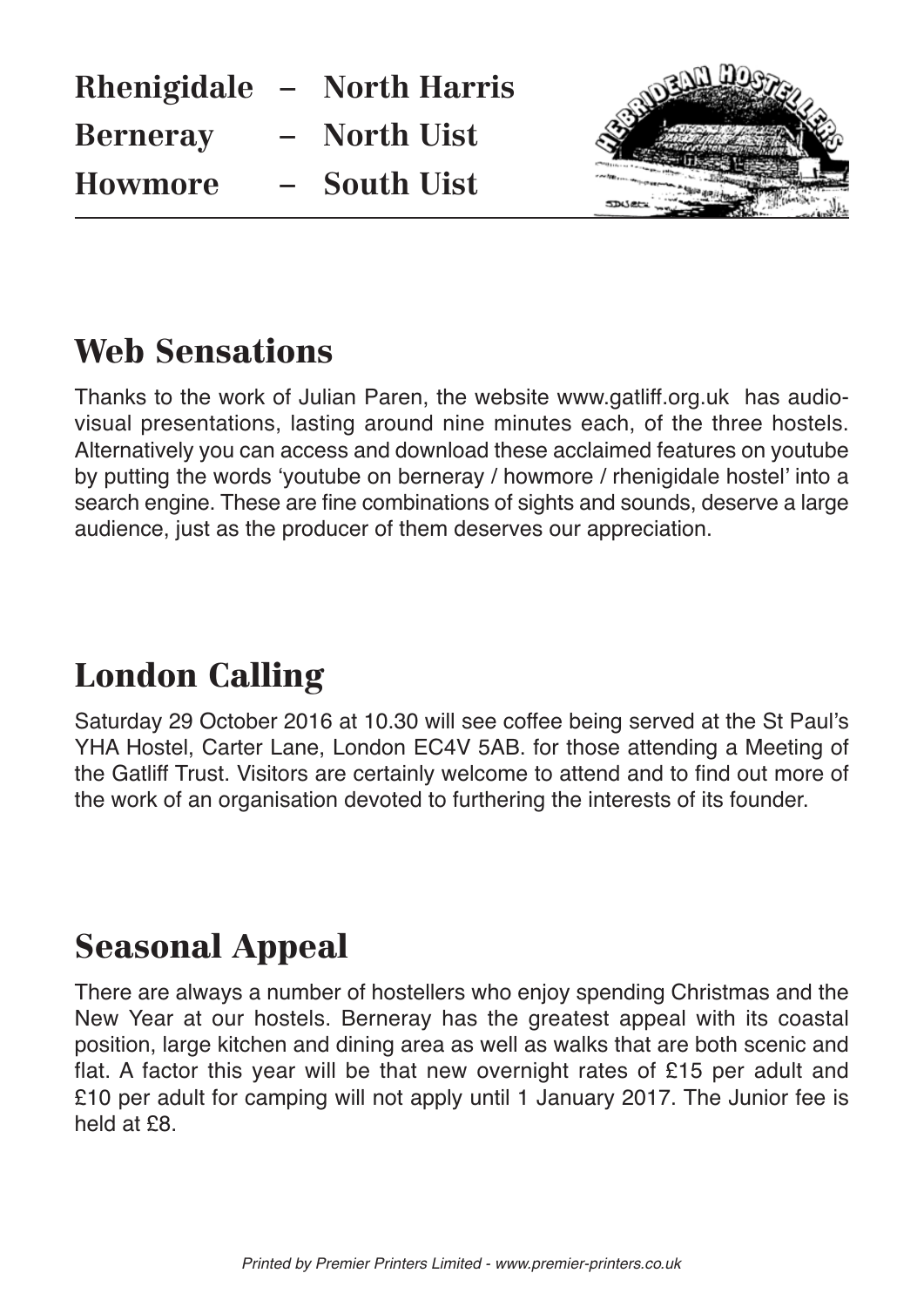**Rhenigidale – North Harris**
**Berneray – North Uist**
**Howmore – South Uist**

## Web Sensations

Thanks to the work of Julian Paren, the website www.gatliff.org.uk has audio-visual presentations, lasting around nine minutes each, of the three hostels. Alternatively you can access and download these acclaimed features on youtube by putting the words 'youtube on berneray / howmore / rhenigidale hostel' into a search engine. These are fine combinations of sights and sounds, deserve a large audience, just as the producer of them deserves our appreciation.

## London Calling

Saturday 29 October 2016 at 10.30 will see coffee being served at the St Paul's YHA Hostel, Carter Lane, London EC4V 5AB. for those attending a Meeting of the Gatliff Trust. Visitors are certainly welcome to attend and to find out more of the work of an organisation devoted to furthering the interests of its founder.

## Seasonal Appeal

There are always a number of hostellers who enjoy spending Christmas and the New Year at our hostels. Berneray has the greatest appeal with its coastal position, large kitchen and dining area as well as walks that are both scenic and flat. A factor this year will be that new overnight rates of £15 per adult and £10 per adult for camping will not apply until 1 January 2017. The Junior fee is held at £8.

*Printed by Premier Printers Limited - www.premier-printers.co.uk*